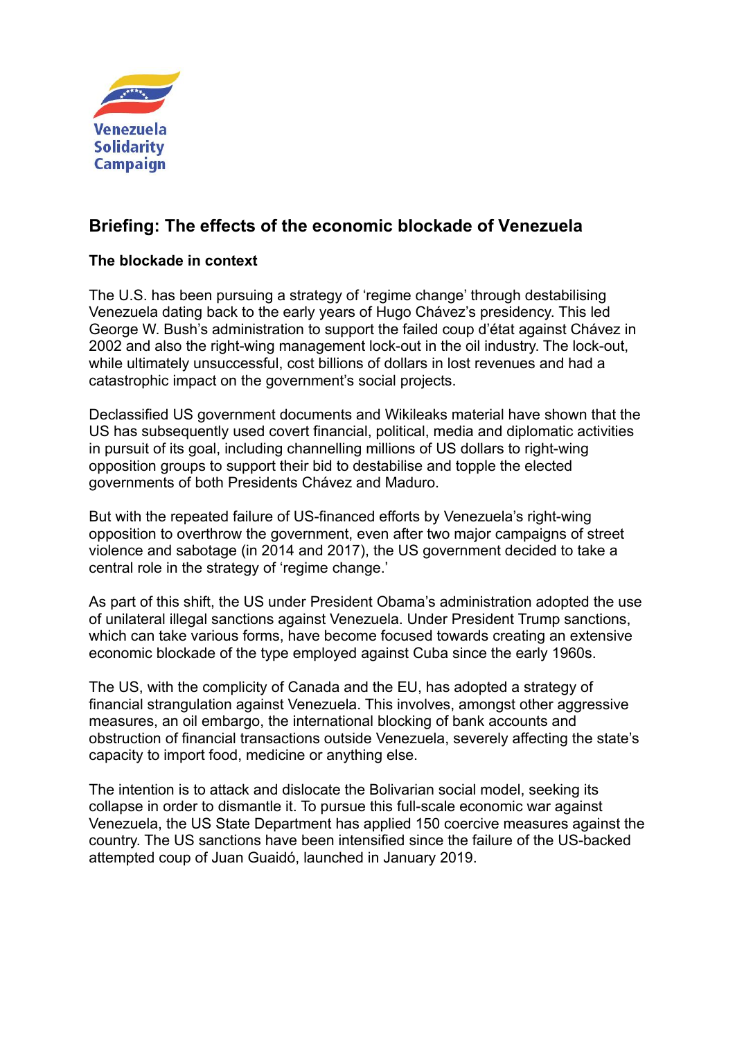Venezuela Solidarity Campaign

# Briefing: The effects of the economic blockade of Venezuela

## The blockade in context

The U.S. has been pursuing a strategy of 'regime change' through destabilising Venezuela dating back to the early years of Hugo Chávez's presidency. This led George W. Bush's administration to support the failed coup d'état against Chávez in 2002 and also the right-wing management lock-out in the oil industry. The lock-out, while ultimately unsuccessful, cost billions of dollars in lost revenues and had a catastrophic impact on the government's social projects.

Declassified US government documents and Wikileaks material have shown that the US has subsequently used covert financial, political, media and diplomatic activities in pursuit of its goal, including channelling millions of US dollars to right-wing opposition groups to support their bid to destabilise and topple the elected governments of both Presidents Chávez and Maduro.

But with the repeated failure of US-financed efforts by Venezuela's right-wing opposition to overthrow the government, even after two major campaigns of street violence and sabotage (in 2014 and 2017), the US government decided to take a central role in the strategy of 'regime change.'

As part of this shift, the US under President Obama's administration adopted the use of unilateral illegal sanctions against Venezuela. Under President Trump sanctions, which can take various forms, have become focused towards creating an extensive economic blockade of the type employed against Cuba since the early 1960s.

The US, with the complicity of Canada and the EU, has adopted a strategy of financial strangulation against Venezuela. This involves, amongst other aggressive measures, an oil embargo, the international blocking of bank accounts and obstruction of financial transactions outside Venezuela, severely affecting the state's capacity to import food, medicine or anything else.

The intention is to attack and dislocate the Bolivarian social model, seeking its collapse in order to dismantle it. To pursue this full-scale economic war against Venezuela, the US State Department has applied 150 coercive measures against the country. The US sanctions have been intensified since the failure of the US-backed attempted coup of Juan Guaidó, launched in January 2019.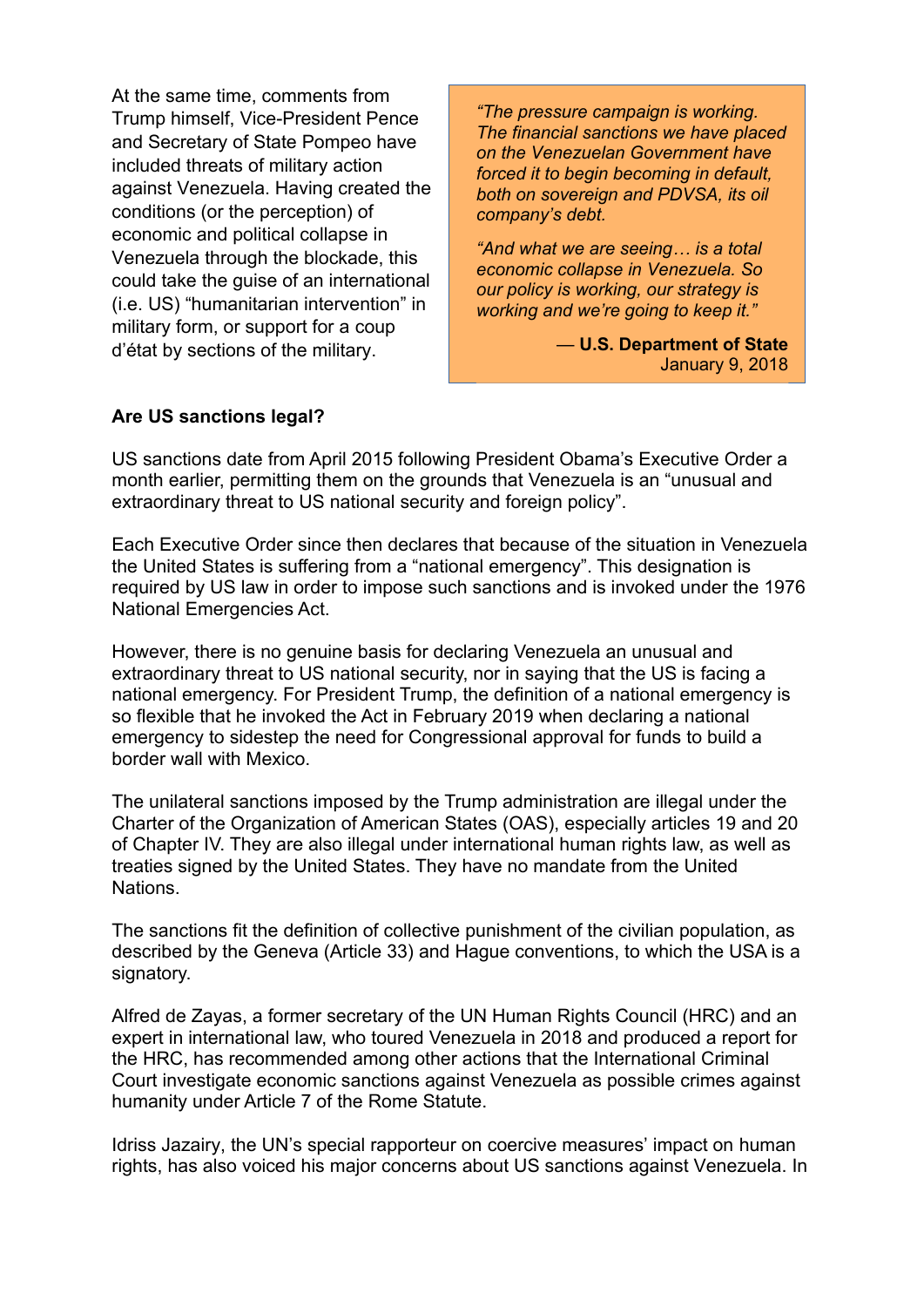At the same time, comments from Trump himself, Vice-President Pence and Secretary of State Pompeo have included threats of military action against Venezuela. Having created the conditions (or the perception) of economic and political collapse in Venezuela through the blockade, this could take the guise of an international (i.e. US) "humanitarian intervention" in military form, or support for a coup d'état by sections of the military.

> *"The pressure campaign is working. The financial sanctions we have placed on the Venezuelan Government have forced it to begin becoming in default, both on sovereign and PDVSA, its oil company's debt.*
>
> *"And what we are seeing… is a total economic collapse in Venezuela. So our policy is working, our strategy is working and we're going to keep it."*
>
> — **U.S. Department of State**
> January 9, 2018

**Are US sanctions legal?**

US sanctions date from April 2015 following President Obama's Executive Order a month earlier, permitting them on the grounds that Venezuela is an "unusual and extraordinary threat to US national security and foreign policy".

Each Executive Order since then declares that because of the situation in Venezuela the United States is suffering from a "national emergency". This designation is required by US law in order to impose such sanctions and is invoked under the 1976 National Emergencies Act.

However, there is no genuine basis for declaring Venezuela an unusual and extraordinary threat to US national security, nor in saying that the US is facing a national emergency. For President Trump, the definition of a national emergency is so flexible that he invoked the Act in February 2019 when declaring a national emergency to sidestep the need for Congressional approval for funds to build a border wall with Mexico.

The unilateral sanctions imposed by the Trump administration are illegal under the Charter of the Organization of American States (OAS), especially articles 19 and 20 of Chapter IV. They are also illegal under international human rights law, as well as treaties signed by the United States. They have no mandate from the United Nations.

The sanctions fit the definition of collective punishment of the civilian population, as described by the Geneva (Article 33) and Hague conventions, to which the USA is a signatory.

Alfred de Zayas, a former secretary of the UN Human Rights Council (HRC) and an expert in international law, who toured Venezuela in 2018 and produced a report for the HRC, has recommended among other actions that the International Criminal Court investigate economic sanctions against Venezuela as possible crimes against humanity under Article 7 of the Rome Statute.

Idriss Jazairy, the UN's special rapporteur on coercive measures' impact on human rights, has also voiced his major concerns about US sanctions against Venezuela. In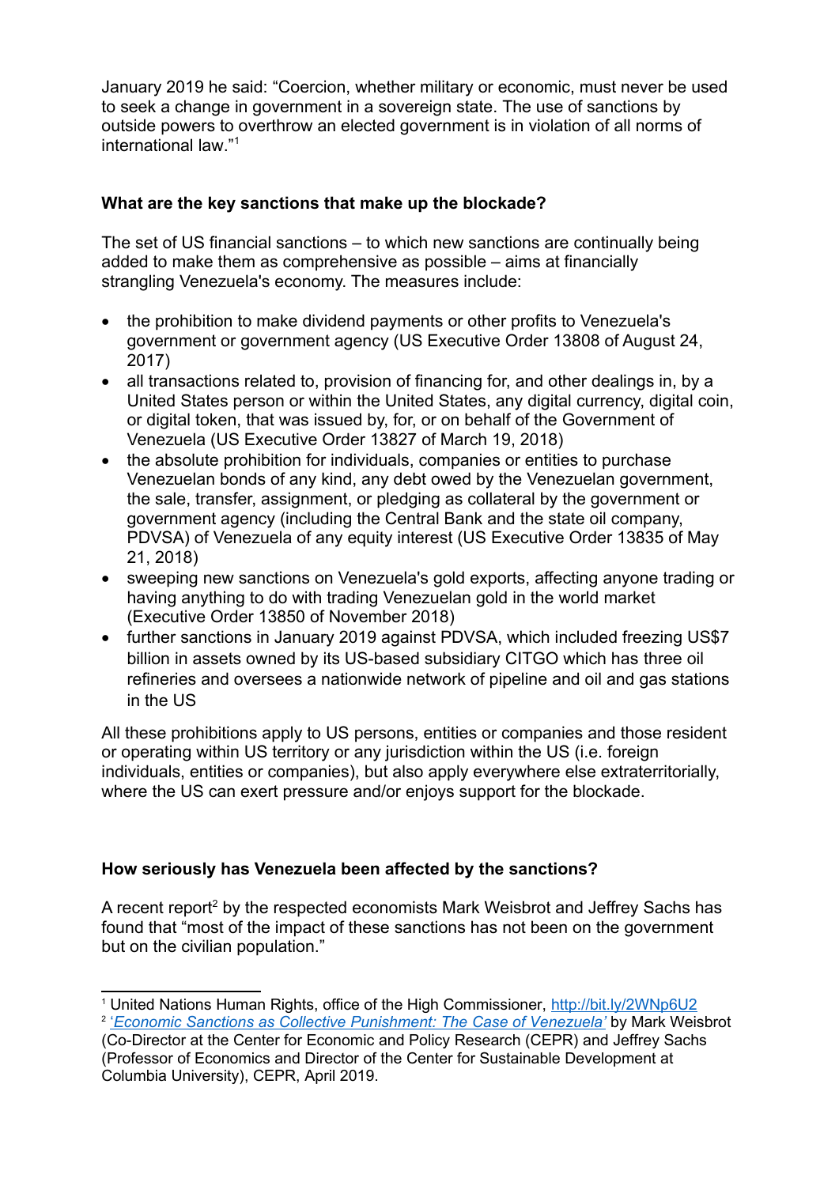January 2019 he said: "Coercion, whether military or economic, must never be used to seek a change in government in a sovereign state. The use of sanctions by outside powers to overthrow an elected government is in violation of all norms of international law."[1]

**What are the key sanctions that make up the blockade?**

The set of US financial sanctions – to which new sanctions are continually being added to make them as comprehensive as possible – aims at financially strangling Venezuela's economy. The measures include:

- the prohibition to make dividend payments or other profits to Venezuela's government or government agency (US Executive Order 13808 of August 24, 2017)
- all transactions related to, provision of financing for, and other dealings in, by a United States person or within the United States, any digital currency, digital coin, or digital token, that was issued by, for, or on behalf of the Government of Venezuela (US Executive Order 13827 of March 19, 2018)
- the absolute prohibition for individuals, companies or entities to purchase Venezuelan bonds of any kind, any debt owed by the Venezuelan government, the sale, transfer, assignment, or pledging as collateral by the government or government agency (including the Central Bank and the state oil company, PDVSA) of Venezuela of any equity interest (US Executive Order 13835 of May 21, 2018)
- sweeping new sanctions on Venezuela's gold exports, affecting anyone trading or having anything to do with trading Venezuelan gold in the world market (Executive Order 13850 of November 2018)
- further sanctions in January 2019 against PDVSA, which included freezing US$7 billion in assets owned by its US-based subsidiary CITGO which has three oil refineries and oversees a nationwide network of pipeline and oil and gas stations in the US

All these prohibitions apply to US persons, entities or companies and those resident or operating within US territory or any jurisdiction within the US (i.e. foreign individuals, entities or companies), but also apply everywhere else extraterritorially, where the US can exert pressure and/or enjoys support for the blockade.

**How seriously has Venezuela been affected by the sanctions?**

A recent report[2] by the respected economists Mark Weisbrot and Jeffrey Sachs has found that "most of the impact of these sanctions has not been on the government but on the civilian population."

---

[1] United Nations Human Rights, office of the High Commissioner, http://bit.ly/2WNp6U2

[2] *'Economic Sanctions as Collective Punishment: The Case of Venezuela'* by Mark Weisbrot (Co-Director at the Center for Economic and Policy Research (CEPR) and Jeffrey Sachs (Professor of Economics and Director of the Center for Sustainable Development at Columbia University), CEPR, April 2019.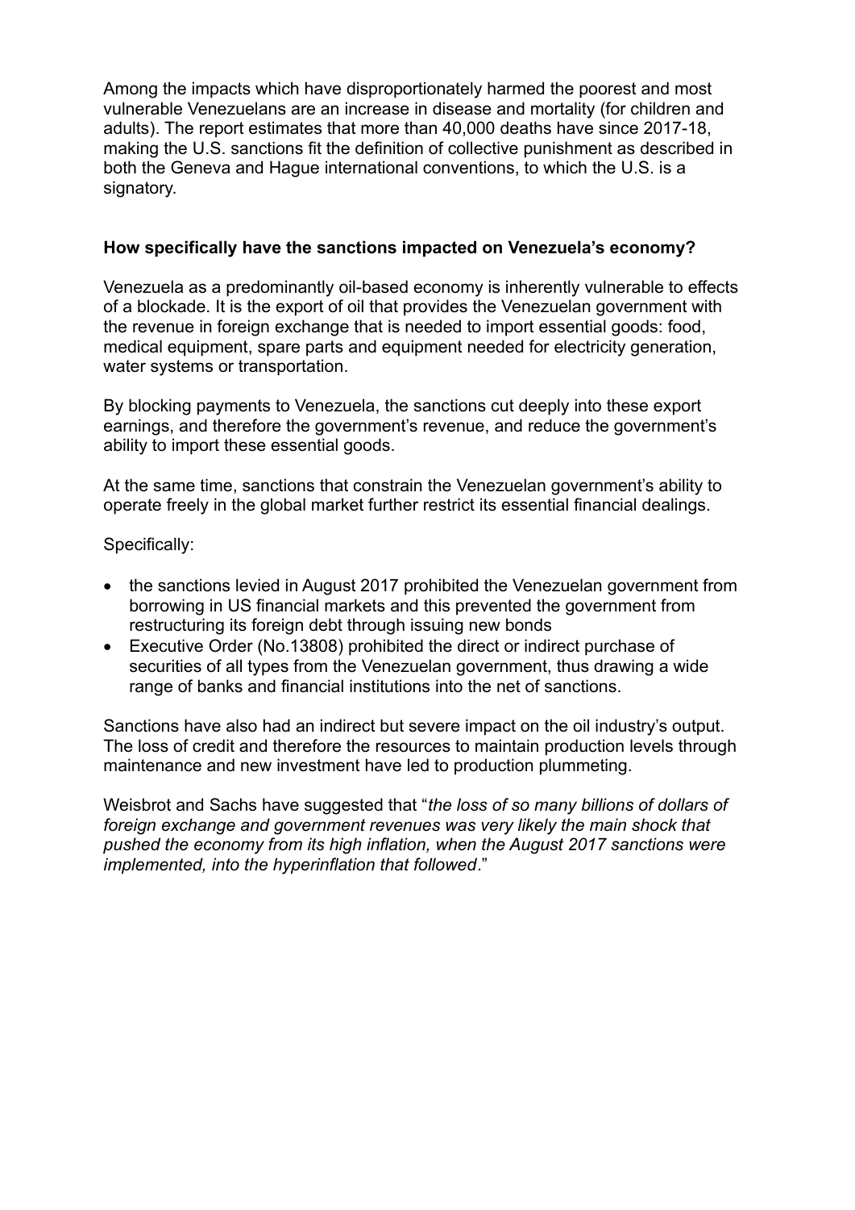Among the impacts which have disproportionately harmed the poorest and most vulnerable Venezuelans are an increase in disease and mortality (for children and adults). The report estimates that more than 40,000 deaths have since 2017-18, making the U.S. sanctions fit the definition of collective punishment as described in both the Geneva and Hague international conventions, to which the U.S. is a signatory.

**How specifically have the sanctions impacted on Venezuela's economy?**

Venezuela as a predominantly oil-based economy is inherently vulnerable to effects of a blockade. It is the export of oil that provides the Venezuelan government with the revenue in foreign exchange that is needed to import essential goods: food, medical equipment, spare parts and equipment needed for electricity generation, water systems or transportation.

By blocking payments to Venezuela, the sanctions cut deeply into these export earnings, and therefore the government's revenue, and reduce the government's ability to import these essential goods.

At the same time, sanctions that constrain the Venezuelan government's ability to operate freely in the global market further restrict its essential financial dealings.

Specifically:

- the sanctions levied in August 2017 prohibited the Venezuelan government from borrowing in US financial markets and this prevented the government from restructuring its foreign debt through issuing new bonds
- Executive Order (No.13808) prohibited the direct or indirect purchase of securities of all types from the Venezuelan government, thus drawing a wide range of banks and financial institutions into the net of sanctions.

Sanctions have also had an indirect but severe impact on the oil industry's output. The loss of credit and therefore the resources to maintain production levels through maintenance and new investment have led to production plummeting.

Weisbrot and Sachs have suggested that "*the loss of so many billions of dollars of foreign exchange and government revenues was very likely the main shock that pushed the economy from its high inflation, when the August 2017 sanctions were implemented, into the hyperinflation that followed*."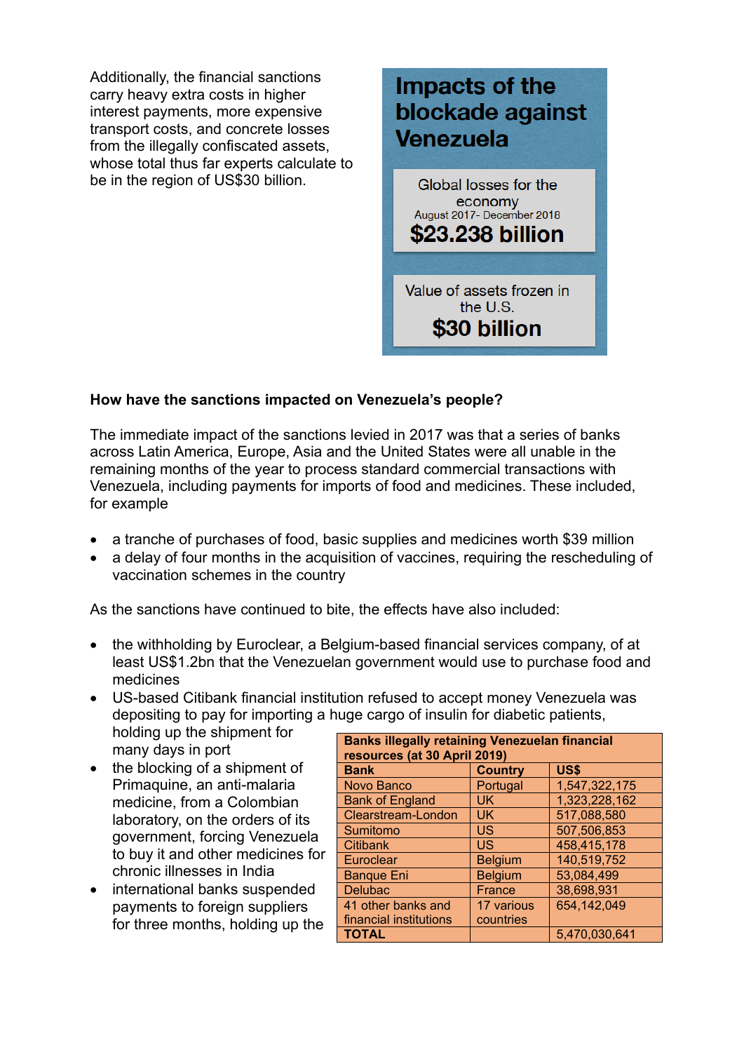Additionally, the financial sanctions carry heavy extra costs in higher interest payments, more expensive transport costs, and concrete losses from the illegally confiscated assets, whose total thus far experts calculate to be in the region of US$30 billion.

## Impacts of the blockade against Venezuela

Global losses for the economy
August 2017- December 2018
**$23.238 billion**

Value of assets frozen in the U.S.
**$30 billion**

**How have the sanctions impacted on Venezuela's people?**

The immediate impact of the sanctions levied in 2017 was that a series of banks across Latin America, Europe, Asia and the United States were all unable in the remaining months of the year to process standard commercial transactions with Venezuela, including payments for imports of food and medicines. These included, for example

- a tranche of purchases of food, basic supplies and medicines worth $39 million
- a delay of four months in the acquisition of vaccines, requiring the rescheduling of vaccination schemes in the country

As the sanctions have continued to bite, the effects have also included:

- the withholding by Euroclear, a Belgium-based financial services company, of at least US$1.2bn that the Venezuelan government would use to purchase food and medicines
- US-based Citibank financial institution refused to accept money Venezuela was depositing to pay for importing a huge cargo of insulin for diabetic patients, holding up the shipment for many days in port
- the blocking of a shipment of Primaquine, an anti-malaria medicine, from a Colombian laboratory, on the orders of its government, forcing Venezuela to buy it and other medicines for chronic illnesses in India
- international banks suspended payments to foreign suppliers for three months, holding up the

| **Banks illegally retaining Venezuelan financial resources (at 30 April 2019)** | | |
|---|---|---|
| **Bank** | **Country** | **US$** |
| Novo Banco | Portugal | 1,547,322,175 |
| Bank of England | UK | 1,323,228,162 |
| Clearstream-London | UK | 517,088,580 |
| Sumitomo | US | 507,506,853 |
| Citibank | US | 458,415,178 |
| Euroclear | Belgium | 140,519,752 |
| Banque Eni | Belgium | 53,084,499 |
| Delubac | France | 38,698,931 |
| 41 other banks and financial institutions | 17 various countries | 654,142,049 |
| **TOTAL** | | 5,470,030,641 |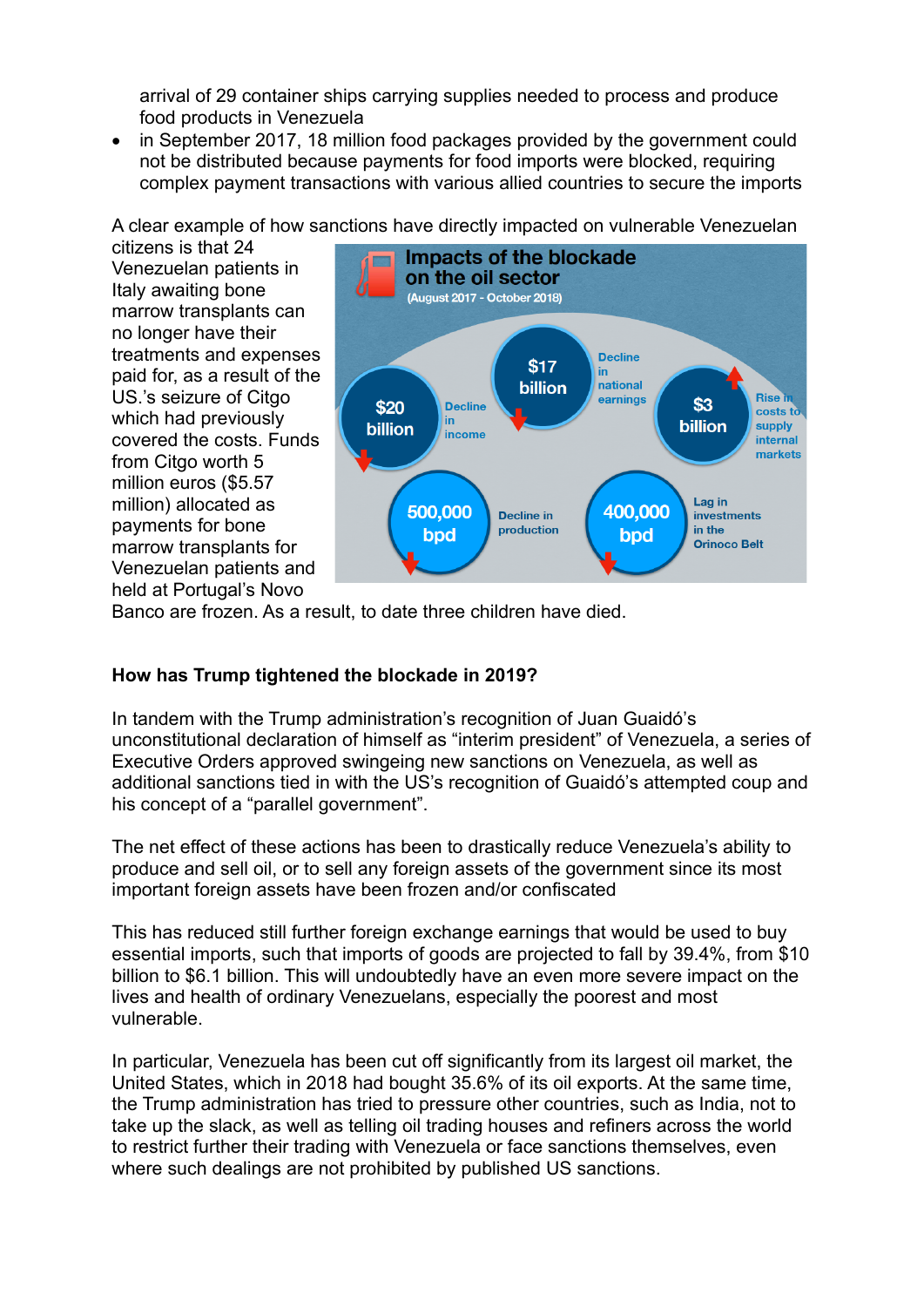arrival of 29 container ships carrying supplies needed to process and produce food products in Venezuela

- in September 2017, 18 million food packages provided by the government could not be distributed because payments for food imports were blocked, requiring complex payment transactions with various allied countries to secure the imports

A clear example of how sanctions have directly impacted on vulnerable Venezuelan citizens is that 24 Venezuelan patients in Italy awaiting bone marrow transplants can no longer have their treatments and expenses paid for, as a result of the US.'s seizure of Citgo which had previously covered the costs. Funds from Citgo worth 5 million euros ($5.57 million) allocated as payments for bone marrow transplants for Venezuelan patients and held at Portugal's Novo Banco are frozen. As a result, to date three children have died.

**Impacts of the blockade on the oil sector**
(August 2017 - October 2018)

- $20 billion – Decline in income
- $17 billion – Decline in national earnings
- $3 billion – Rise in costs to supply internal markets
- 500,000 bpd – Decline in production
- 400,000 bpd – Lag in investments in the Orinoco Belt

**How has Trump tightened the blockade in 2019?**

In tandem with the Trump administration's recognition of Juan Guaidó's unconstitutional declaration of himself as "interim president" of Venezuela, a series of Executive Orders approved swingeing new sanctions on Venezuela, as well as additional sanctions tied in with the US's recognition of Guaidó's attempted coup and his concept of a "parallel government".

The net effect of these actions has been to drastically reduce Venezuela's ability to produce and sell oil, or to sell any foreign assets of the government since its most important foreign assets have been frozen and/or confiscated

This has reduced still further foreign exchange earnings that would be used to buy essential imports, such that imports of goods are projected to fall by 39.4%, from $10 billion to $6.1 billion. This will undoubtedly have an even more severe impact on the lives and health of ordinary Venezuelans, especially the poorest and most vulnerable.

In particular, Venezuela has been cut off significantly from its largest oil market, the United States, which in 2018 had bought 35.6% of its oil exports. At the same time, the Trump administration has tried to pressure other countries, such as India, not to take up the slack, as well as telling oil trading houses and refiners across the world to restrict further their trading with Venezuela or face sanctions themselves, even where such dealings are not prohibited by published US sanctions.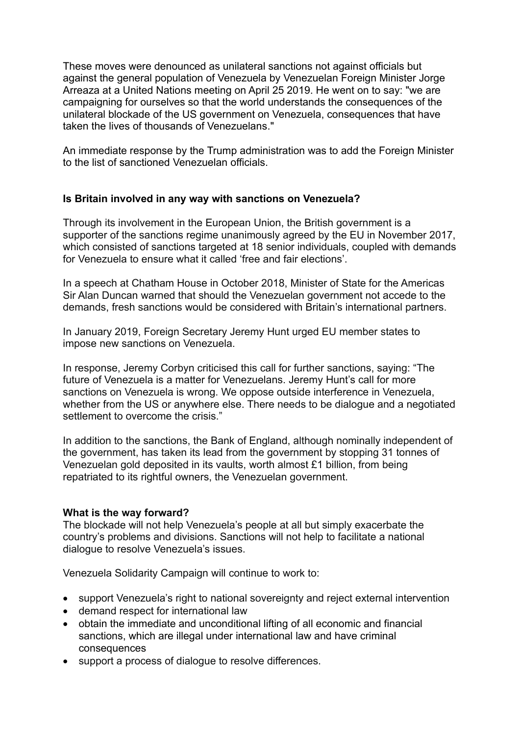These moves were denounced as unilateral sanctions not against officials but against the general population of Venezuela by Venezuelan Foreign Minister Jorge Arreaza at a United Nations meeting on April 25 2019. He went on to say: "we are campaigning for ourselves so that the world understands the consequences of the unilateral blockade of the US government on Venezuela, consequences that have taken the lives of thousands of Venezuelans."

An immediate response by the Trump administration was to add the Foreign Minister to the list of sanctioned Venezuelan officials.

**Is Britain involved in any way with sanctions on Venezuela?**

Through its involvement in the European Union, the British government is a supporter of the sanctions regime unanimously agreed by the EU in November 2017, which consisted of sanctions targeted at 18 senior individuals, coupled with demands for Venezuela to ensure what it called 'free and fair elections'.

In a speech at Chatham House in October 2018, Minister of State for the Americas Sir Alan Duncan warned that should the Venezuelan government not accede to the demands, fresh sanctions would be considered with Britain's international partners.

In January 2019, Foreign Secretary Jeremy Hunt urged EU member states to impose new sanctions on Venezuela.

In response, Jeremy Corbyn criticised this call for further sanctions, saying: "The future of Venezuela is a matter for Venezuelans. Jeremy Hunt's call for more sanctions on Venezuela is wrong. We oppose outside interference in Venezuela, whether from the US or anywhere else. There needs to be dialogue and a negotiated settlement to overcome the crisis."

In addition to the sanctions, the Bank of England, although nominally independent of the government, has taken its lead from the government by stopping 31 tonnes of Venezuelan gold deposited in its vaults, worth almost £1 billion, from being repatriated to its rightful owners, the Venezuelan government.

**What is the way forward?**

The blockade will not help Venezuela's people at all but simply exacerbate the country's problems and divisions. Sanctions will not help to facilitate a national dialogue to resolve Venezuela's issues.

Venezuela Solidarity Campaign will continue to work to:

- support Venezuela's right to national sovereignty and reject external intervention
- demand respect for international law
- obtain the immediate and unconditional lifting of all economic and financial sanctions, which are illegal under international law and have criminal consequences
- support a process of dialogue to resolve differences.